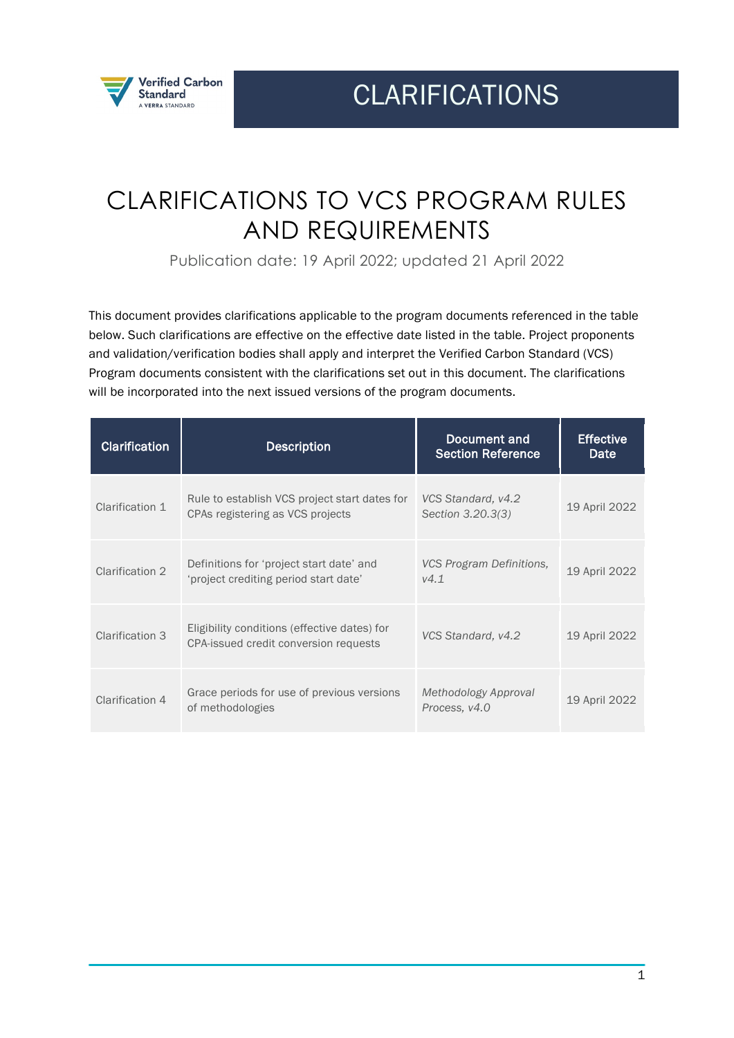# CLARIFICATIONS

# CLARIFICATIONS TO VCS PROGRAM RULES AND REQUIREMENTS

Publication date: 19 April 2022; updated 21 April 2022

This document provides clarifications applicable to the program documents referenced in the table below. Such clarifications are effective on the effective date listed in the table. Project proponents and validation/verification bodies shall apply and interpret the Verified Carbon Standard (VCS) Program documents consistent with the clarifications set out in this document. The clarifications will be incorporated into the next issued versions of the program documents.

| Clarification | Description | Document and Section Reference | Effective Date |
|---|---|---|---|
| Clarification 1 | Rule to establish VCS project start dates for CPAs registering as VCS projects | *VCS Standard, v4.2 Section 3.20.3(3)* | 19 April 2022 |
| Clarification 2 | Definitions for 'project start date' and 'project crediting period start date' | *VCS Program Definitions, v4.1* | 19 April 2022 |
| Clarification 3 | Eligibility conditions (effective dates) for CPA-issued credit conversion requests | *VCS Standard, v4.2* | 19 April 2022 |
| Clarification 4 | Grace periods for use of previous versions of methodologies | *Methodology Approval Process, v4.0* | 19 April 2022 |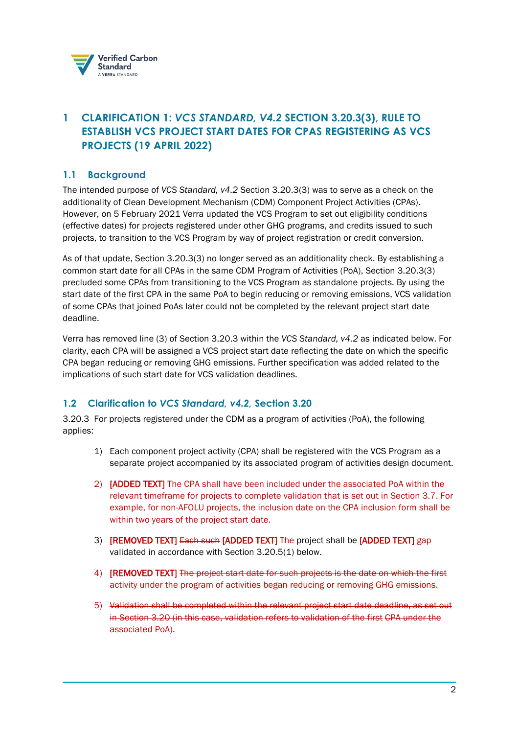# 1 CLARIFICATION 1: *VCS STANDARD, V4.2* SECTION 3.20.3(3), RULE TO ESTABLISH VCS PROJECT START DATES FOR CPAS REGISTERING AS VCS PROJECTS (19 APRIL 2022)

## 1.1 Background

The intended purpose of *VCS Standard, v4.2* Section 3.20.3(3) was to serve as a check on the additionality of Clean Development Mechanism (CDM) Component Project Activities (CPAs). However, on 5 February 2021 Verra updated the VCS Program to set out eligibility conditions (effective dates) for projects registered under other GHG programs, and credits issued to such projects, to transition to the VCS Program by way of project registration or credit conversion.

As of that update, Section 3.20.3(3) no longer served as an additionality check. By establishing a common start date for all CPAs in the same CDM Program of Activities (PoA), Section 3.20.3(3) precluded some CPAs from transitioning to the VCS Program as standalone projects. By using the start date of the first CPA in the same PoA to begin reducing or removing emissions, VCS validation of some CPAs that joined PoAs later could not be completed by the relevant project start date deadline.

Verra has removed line (3) of Section 3.20.3 within the *VCS Standard, v4.2* as indicated below. For clarity, each CPA will be assigned a VCS project start date reflecting the date on which the specific CPA began reducing or removing GHG emissions. Further specification was added related to the implications of such start date for VCS validation deadlines.

## 1.2 Clarification to *VCS Standard, v4.2,* Section 3.20

3.20.3 For projects registered under the CDM as a program of activities (PoA), the following applies:

1) Each component project activity (CPA) shall be registered with the VCS Program as a separate project accompanied by its associated program of activities design document.

2) **[ADDED TEXT]** The CPA shall have been included under the associated PoA within the relevant timeframe for projects to complete validation that is set out in Section 3.7. For example, for non-AFOLU projects, the inclusion date on the CPA inclusion form shall be within two years of the project start date.

3) **[REMOVED TEXT]** ~~Each such~~ **[ADDED TEXT]** The project shall be **[ADDED TEXT]** gap validated in accordance with Section 3.20.5(1) below.

4) **[REMOVED TEXT]** ~~The project start date for such projects is the date on which the first activity under the program of activities began reducing or removing GHG emissions.~~

5) ~~Validation shall be completed within the relevant project start date deadline, as set out in Section 3.20 (in this case, validation refers to validation of the first CPA under the associated PoA).~~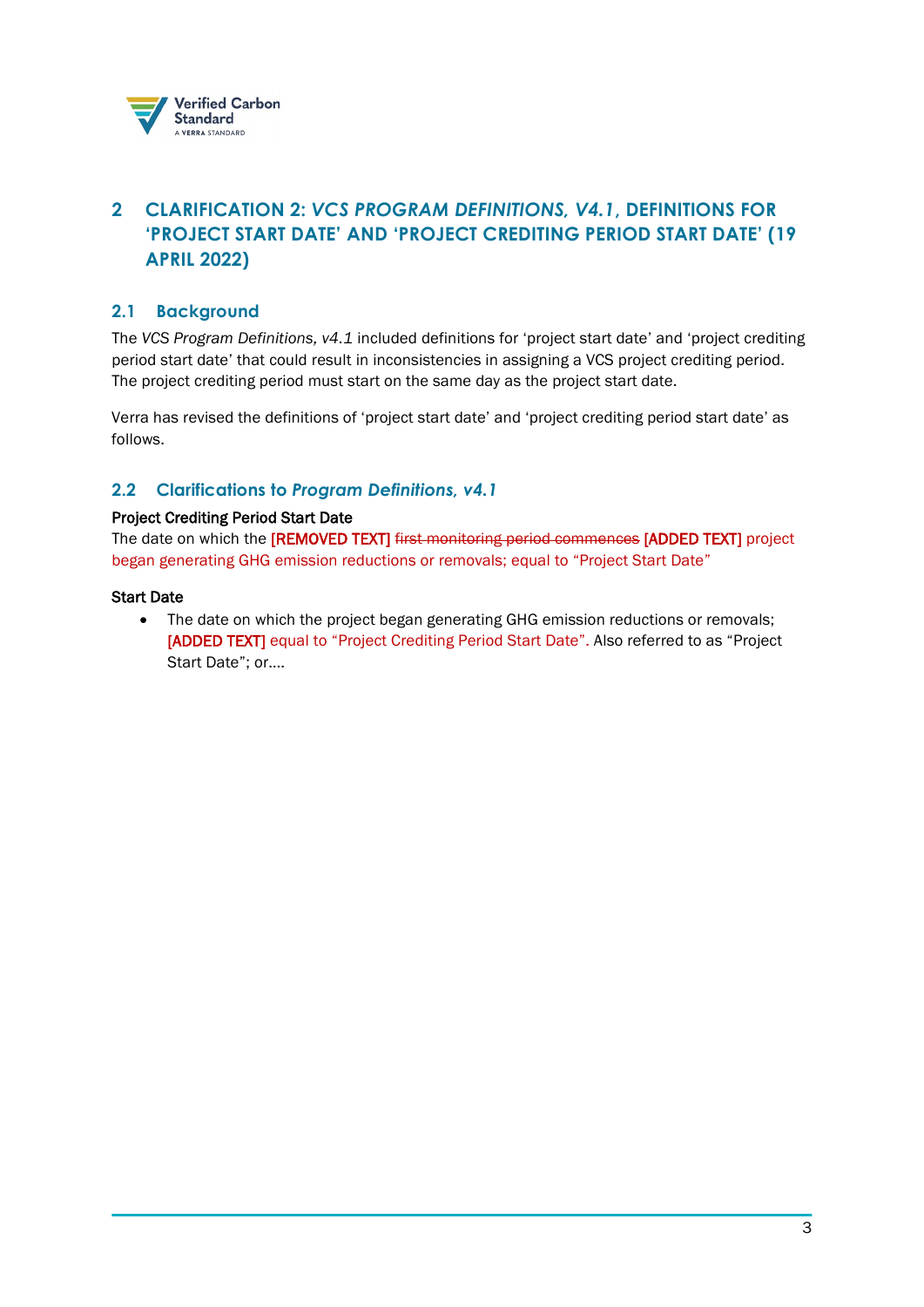## 2 CLARIFICATION 2: *VCS PROGRAM DEFINITIONS, V4.1*, DEFINITIONS FOR 'PROJECT START DATE' AND 'PROJECT CREDITING PERIOD START DATE' (19 APRIL 2022)

### 2.1 Background

The *VCS Program Definitions, v4.1* included definitions for 'project start date' and 'project crediting period start date' that could result in inconsistencies in assigning a VCS project crediting period. The project crediting period must start on the same day as the project start date.

Verra has revised the definitions of 'project start date' and 'project crediting period start date' as follows.

### 2.2 Clarifications to *Program Definitions, v4.1*

**Project Crediting Period Start Date**
The date on which the [REMOVED TEXT] ~~first monitoring period commences~~ [ADDED TEXT] project began generating GHG emission reductions or removals; equal to "Project Start Date"

**Start Date**

- The date on which the project began generating GHG emission reductions or removals; [ADDED TEXT] equal to "Project Crediting Period Start Date". Also referred to as "Project Start Date"; or....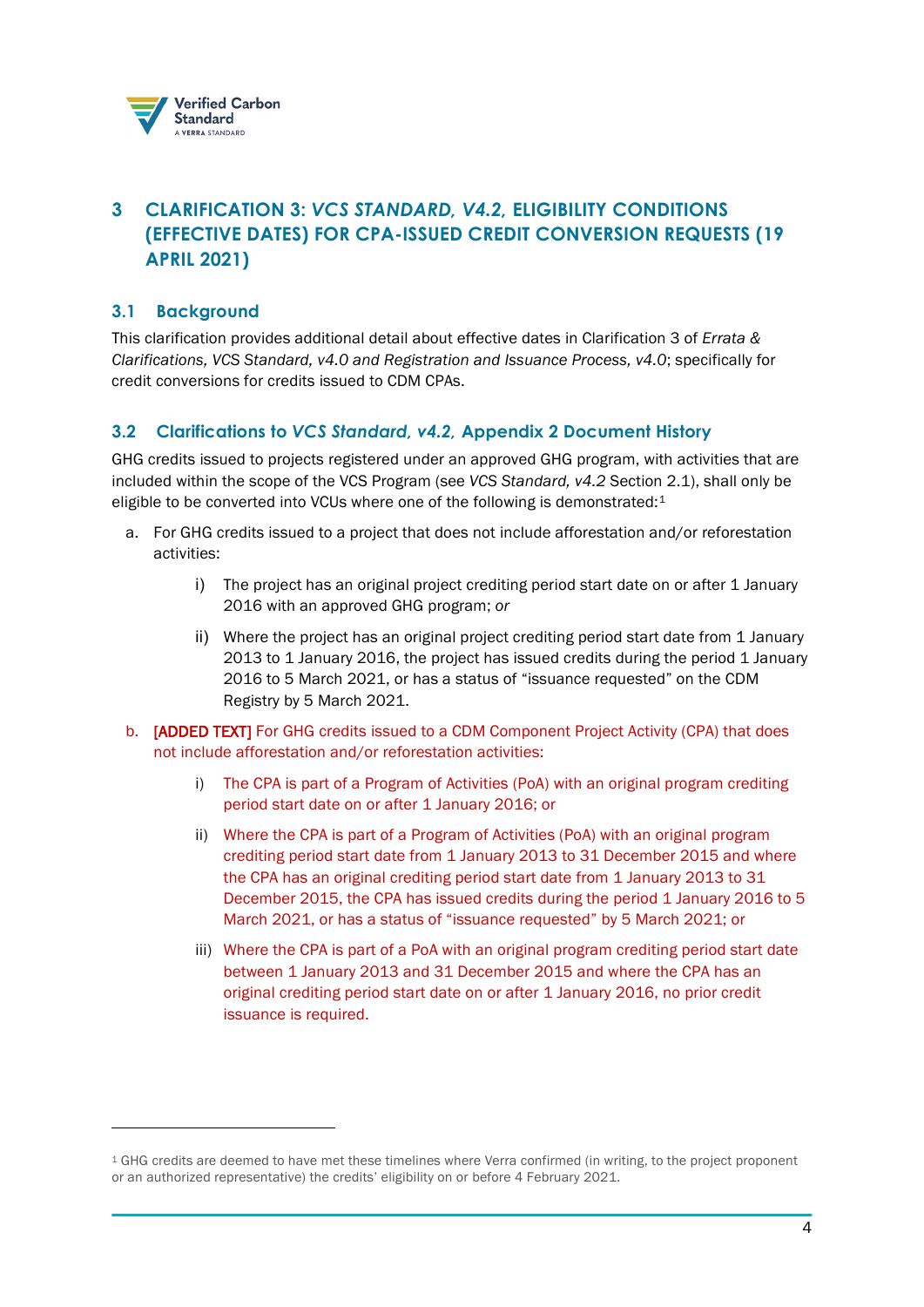# 3 CLARIFICATION 3: *VCS STANDARD, V4.2,* ELIGIBILITY CONDITIONS (EFFECTIVE DATES) FOR CPA-ISSUED CREDIT CONVERSION REQUESTS (19 APRIL 2021)

## 3.1 Background

This clarification provides additional detail about effective dates in Clarification 3 of *Errata & Clarifications, VCS Standard, v4.0 and Registration and Issuance Process, v4.0*; specifically for credit conversions for credits issued to CDM CPAs.

## 3.2 Clarifications to *VCS Standard, v4.2,* Appendix 2 Document History

GHG credits issued to projects registered under an approved GHG program, with activities that are included within the scope of the VCS Program (see *VCS Standard, v4.2* Section 2.1), shall only be eligible to be converted into VCUs where one of the following is demonstrated:[1]

a. For GHG credits issued to a project that does not include afforestation and/or reforestation activities:

   i) The project has an original project crediting period start date on or after 1 January 2016 with an approved GHG program; *or*

   ii) Where the project has an original project crediting period start date from 1 January 2013 to 1 January 2016, the project has issued credits during the period 1 January 2016 to 5 March 2021, or has a status of "issuance requested" on the CDM Registry by 5 March 2021.

b. [ADDED TEXT] For GHG credits issued to a CDM Component Project Activity (CPA) that does not include afforestation and/or reforestation activities:

   i) The CPA is part of a Program of Activities (PoA) with an original program crediting period start date on or after 1 January 2016; or

   ii) Where the CPA is part of a Program of Activities (PoA) with an original program crediting period start date from 1 January 2013 to 31 December 2015 and where the CPA has an original crediting period start date from 1 January 2013 to 31 December 2015, the CPA has issued credits during the period 1 January 2016 to 5 March 2021, or has a status of "issuance requested" by 5 March 2021; or

   iii) Where the CPA is part of a PoA with an original program crediting period start date between 1 January 2013 and 31 December 2015 and where the CPA has an original crediting period start date on or after 1 January 2016, no prior credit issuance is required.

---

[1] GHG credits are deemed to have met these timelines where Verra confirmed (in writing, to the project proponent or an authorized representative) the credits' eligibility on or before 4 February 2021.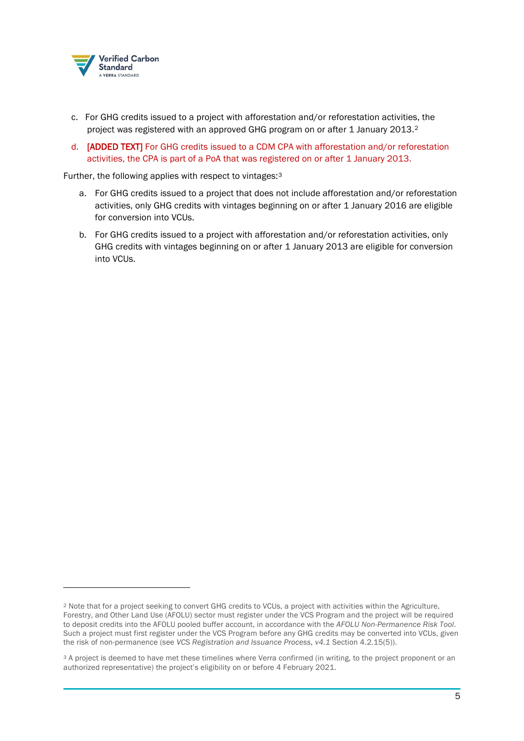c. For GHG credits issued to a project with afforestation and/or reforestation activities, the project was registered with an approved GHG program on or after 1 January 2013.[2]

d. **[ADDED TEXT]** For GHG credits issued to a CDM CPA with afforestation and/or reforestation activities, the CPA is part of a PoA that was registered on or after 1 January 2013.

Further, the following applies with respect to vintages:[3]

a. For GHG credits issued to a project that does not include afforestation and/or reforestation activities, only GHG credits with vintages beginning on or after 1 January 2016 are eligible for conversion into VCUs.

b. For GHG credits issued to a project with afforestation and/or reforestation activities, only GHG credits with vintages beginning on or after 1 January 2013 are eligible for conversion into VCUs.

---

[2] Note that for a project seeking to convert GHG credits to VCUs, a project with activities within the Agriculture, Forestry, and Other Land Use (AFOLU) sector must register under the VCS Program and the project will be required to deposit credits into the AFOLU pooled buffer account, in accordance with the *AFOLU Non-Permanence Risk Tool*. Such a project must first register under the VCS Program before any GHG credits may be converted into VCUs, given the risk of non-permanence (see *VCS Registration and Issuance Process, v4.1* Section 4.2.15(5)).

[3] A project is deemed to have met these timelines where Verra confirmed (in writing, to the project proponent or an authorized representative) the project's eligibility on or before 4 February 2021.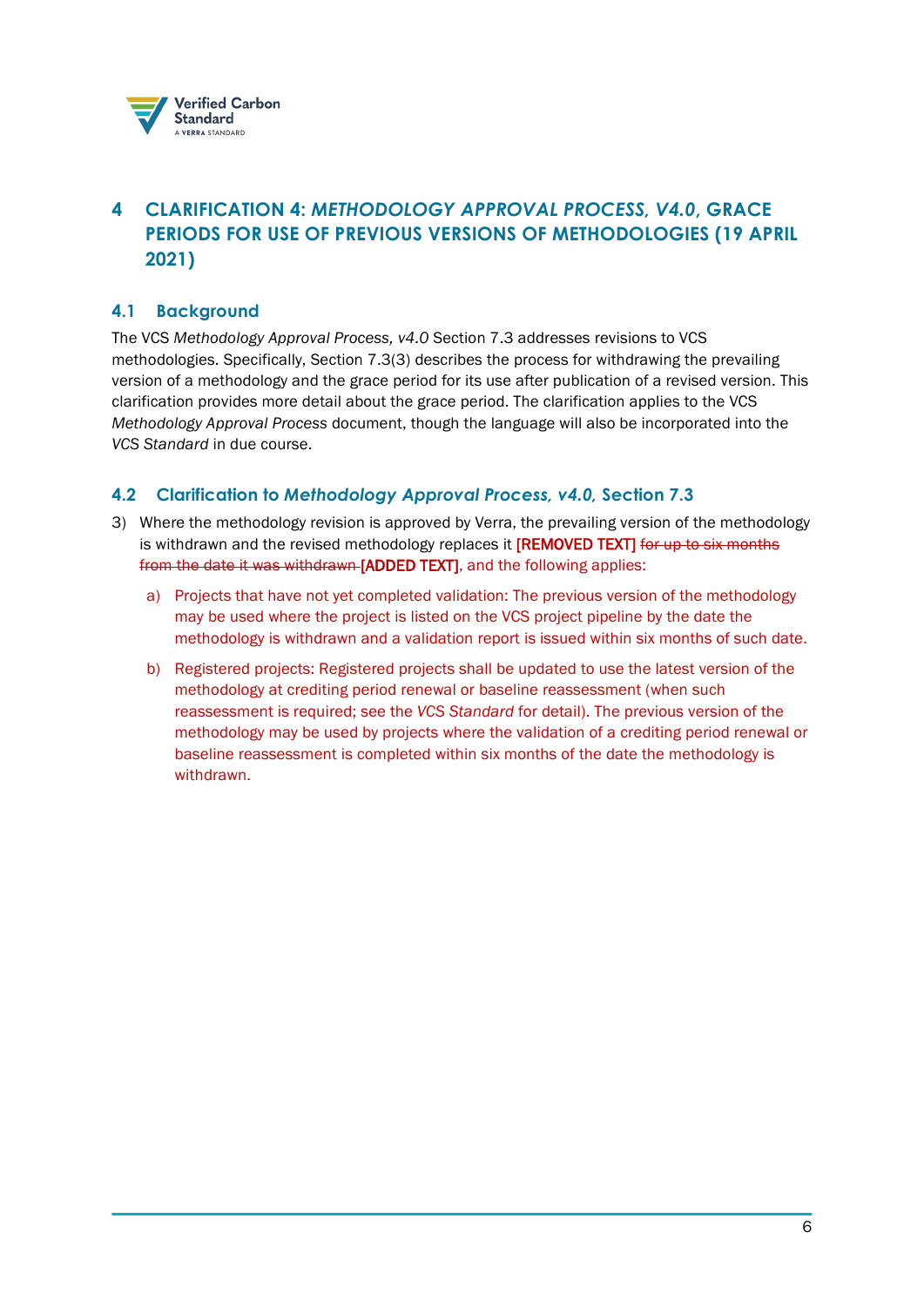# 4 CLARIFICATION 4: *METHODOLOGY APPROVAL PROCESS, V4.0*, GRACE PERIODS FOR USE OF PREVIOUS VERSIONS OF METHODOLOGIES (19 APRIL 2021)

## 4.1 Background

The VCS *Methodology Approval Process, v4.0* Section 7.3 addresses revisions to VCS methodologies. Specifically, Section 7.3(3) describes the process for withdrawing the prevailing version of a methodology and the grace period for its use after publication of a revised version. This clarification provides more detail about the grace period. The clarification applies to the VCS *Methodology Approval Process* document, though the language will also be incorporated into the *VCS Standard* in due course.

## 4.2 Clarification to *Methodology Approval Process, v4.0,* Section 7.3

3) Where the methodology revision is approved by Verra, the prevailing version of the methodology is withdrawn and the revised methodology replaces it **[REMOVED TEXT]** ~~for up to six months from the date it was withdrawn~~ **[ADDED TEXT]**, and the following applies:

   a) Projects that have not yet completed validation: The previous version of the methodology may be used where the project is listed on the VCS project pipeline by the date the methodology is withdrawn and a validation report is issued within six months of such date.

   b) Registered projects: Registered projects shall be updated to use the latest version of the methodology at crediting period renewal or baseline reassessment (when such reassessment is required; see the *VCS Standard* for detail). The previous version of the methodology may be used by projects where the validation of a crediting period renewal or baseline reassessment is completed within six months of the date the methodology is withdrawn.